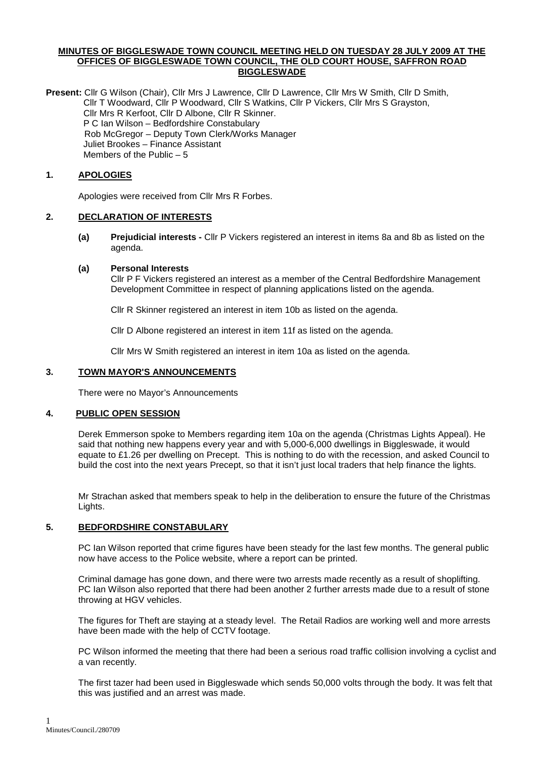**MINUTES OF BIGGLESWADE TOWN COUNCIL MEETING HELD ON TUESDAY 28 JULY 2009 AT THE OFFICES OF BIGGLESWADE TOWN COUNCIL, THE OLD COURT HOUSE, SAFFRON ROAD BIGGLESWADE**

**Present:** Cllr G Wilson (Chair), Cllr Mrs J Lawrence, Cllr D Lawrence, Cllr Mrs W Smith, Cllr D Smith, Cllr T Woodward, Cllr P Woodward, Cllr S Watkins, Cllr P Vickers, Cllr Mrs S Grayston, Cllr Mrs R Kerfoot, Cllr D Albone, Cllr R Skinner.
P C Ian Wilson – Bedfordshire Constabulary
Rob McGregor – Deputy Town Clerk/Works Manager
Juliet Brookes – Finance Assistant
Members of the Public – 5

## 1. APOLOGIES

Apologies were received from Cllr Mrs R Forbes.

## 2. DECLARATION OF INTERESTS

**(a) Prejudicial interests -** Cllr P Vickers registered an interest in items 8a and 8b as listed on the agenda.

**(a) Personal Interests**
Cllr P F Vickers registered an interest as a member of the Central Bedfordshire Management Development Committee in respect of planning applications listed on the agenda.

Cllr R Skinner registered an interest in item 10b as listed on the agenda.

Cllr D Albone registered an interest in item 11f as listed on the agenda.

Cllr Mrs W Smith registered an interest in item 10a as listed on the agenda.

## 3. TOWN MAYOR'S ANNOUNCEMENTS

There were no Mayor's Announcements

## 4. PUBLIC OPEN SESSION

Derek Emmerson spoke to Members regarding item 10a on the agenda (Christmas Lights Appeal). He said that nothing new happens every year and with 5,000-6,000 dwellings in Biggleswade, it would equate to £1.26 per dwelling on Precept. This is nothing to do with the recession, and asked Council to build the cost into the next years Precept, so that it isn't just local traders that help finance the lights.

Mr Strachan asked that members speak to help in the deliberation to ensure the future of the Christmas Lights.

## 5. BEDFORDSHIRE CONSTABULARY

PC Ian Wilson reported that crime figures have been steady for the last few months. The general public now have access to the Police website, where a report can be printed.

Criminal damage has gone down, and there were two arrests made recently as a result of shoplifting. PC Ian Wilson also reported that there had been another 2 further arrests made due to a result of stone throwing at HGV vehicles.

The figures for Theft are staying at a steady level. The Retail Radios are working well and more arrests have been made with the help of CCTV footage.

PC Wilson informed the meeting that there had been a serious road traffic collision involving a cyclist and a van recently.

The first tazer had been used in Biggleswade which sends 50,000 volts through the body. It was felt that this was justified and an arrest was made.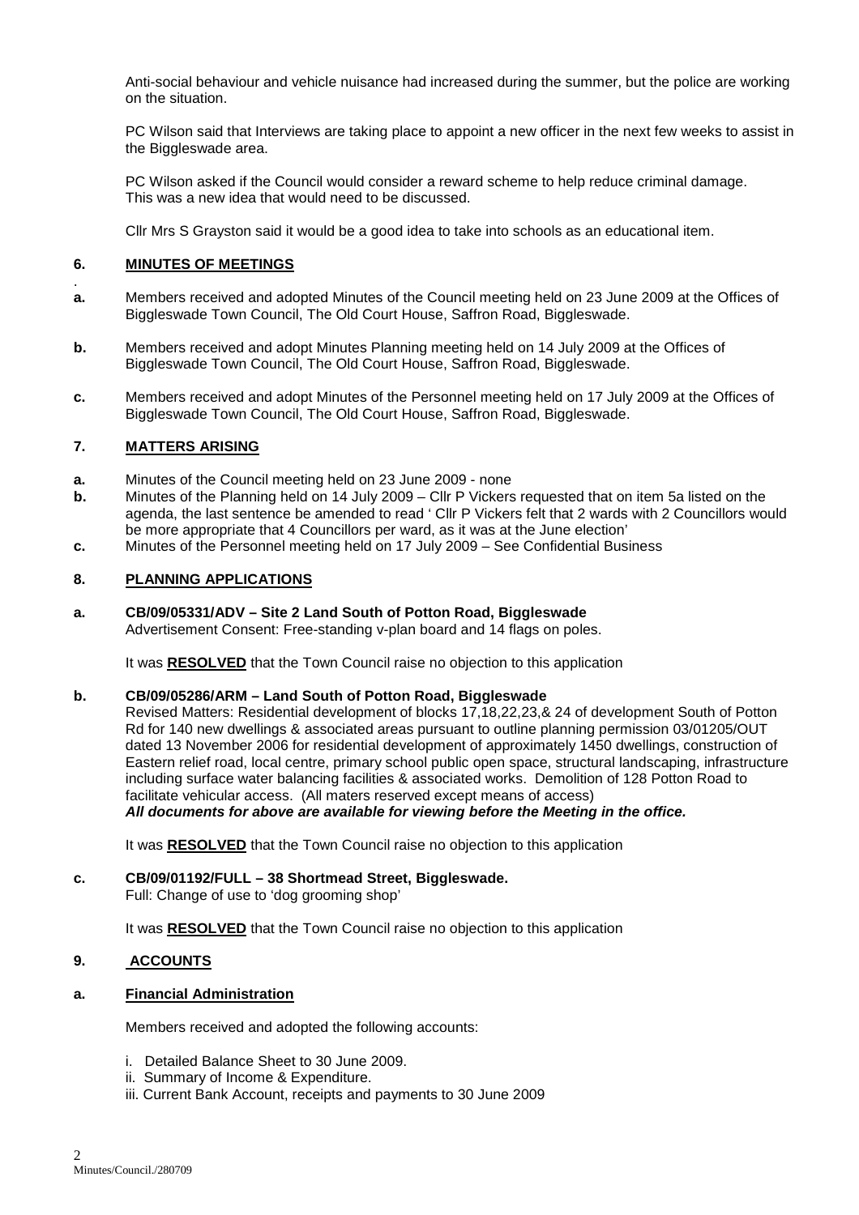Anti-social behaviour and vehicle nuisance had increased during the summer, but the police are working on the situation.

PC Wilson said that Interviews are taking place to appoint a new officer in the next few weeks to assist in the Biggleswade area.

PC Wilson asked if the Council would consider a reward scheme to help reduce criminal damage. This was a new idea that would need to be discussed.

Cllr Mrs S Grayston said it would be a good idea to take into schools as an educational item.

## 6. MINUTES OF MEETINGS

**a.** Members received and adopted Minutes of the Council meeting held on 23 June 2009 at the Offices of Biggleswade Town Council, The Old Court House, Saffron Road, Biggleswade.

**b.** Members received and adopt Minutes Planning meeting held on 14 July 2009 at the Offices of Biggleswade Town Council, The Old Court House, Saffron Road, Biggleswade.

**c.** Members received and adopt Minutes of the Personnel meeting held on 17 July 2009 at the Offices of Biggleswade Town Council, The Old Court House, Saffron Road, Biggleswade.

## 7. MATTERS ARISING

**a.** Minutes of the Council meeting held on 23 June 2009 - none

**b.** Minutes of the Planning held on 14 July 2009 – Cllr P Vickers requested that on item 5a listed on the agenda, the last sentence be amended to read ' Cllr P Vickers felt that 2 wards with 2 Councillors would be more appropriate that 4 Councillors per ward, as it was at the June election'

**c.** Minutes of the Personnel meeting held on 17 July 2009 – See Confidential Business

## 8. PLANNING APPLICATIONS

**a. CB/09/05331/ADV – Site 2 Land South of Potton Road, Biggleswade**
Advertisement Consent: Free-standing v-plan board and 14 flags on poles.

It was **RESOLVED** that the Town Council raise no objection to this application

**b. CB/09/05286/ARM – Land South of Potton Road, Biggleswade**
Revised Matters: Residential development of blocks 17,18,22,23,& 24 of development South of Potton Rd for 140 new dwellings & associated areas pursuant to outline planning permission 03/01205/OUT dated 13 November 2006 for residential development of approximately 1450 dwellings, construction of Eastern relief road, local centre, primary school public open space, structural landscaping, infrastructure including surface water balancing facilities & associated works. Demolition of 128 Potton Road to facilitate vehicular access. (All maters reserved except means of access)
***All documents for above are available for viewing before the Meeting in the office.***

It was **RESOLVED** that the Town Council raise no objection to this application

**c. CB/09/01192/FULL – 38 Shortmead Street, Biggleswade.**
Full: Change of use to 'dog grooming shop'

It was **RESOLVED** that the Town Council raise no objection to this application

## 9. ACCOUNTS

### a. Financial Administration

Members received and adopted the following accounts:

i. Detailed Balance Sheet to 30 June 2009.
ii. Summary of Income & Expenditure.
iii. Current Bank Account, receipts and payments to 30 June 2009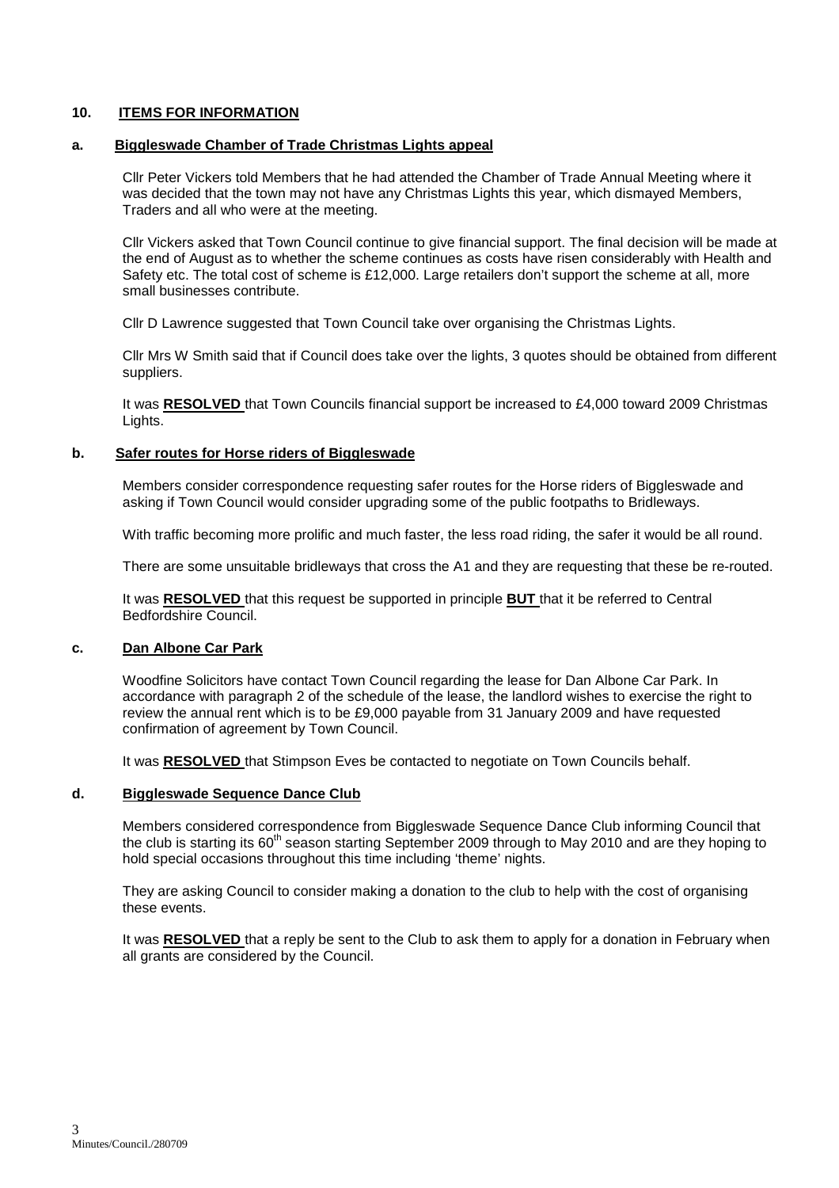## 10. **ITEMS FOR INFORMATION**

### a. **Biggleswade Chamber of Trade Christmas Lights appeal**

Cllr Peter Vickers told Members that he had attended the Chamber of Trade Annual Meeting where it was decided that the town may not have any Christmas Lights this year, which dismayed Members, Traders and all who were at the meeting.

Cllr Vickers asked that Town Council continue to give financial support. The final decision will be made at the end of August as to whether the scheme continues as costs have risen considerably with Health and Safety etc. The total cost of scheme is £12,000. Large retailers don't support the scheme at all, more small businesses contribute.

Cllr D Lawrence suggested that Town Council take over organising the Christmas Lights.

Cllr Mrs W Smith said that if Council does take over the lights, 3 quotes should be obtained from different suppliers.

It was **RESOLVED** that Town Councils financial support be increased to £4,000 toward 2009 Christmas Lights.

### b. **Safer routes for Horse riders of Biggleswade**

Members consider correspondence requesting safer routes for the Horse riders of Biggleswade and asking if Town Council would consider upgrading some of the public footpaths to Bridleways.

With traffic becoming more prolific and much faster, the less road riding, the safer it would be all round.

There are some unsuitable bridleways that cross the A1 and they are requesting that these be re-routed.

It was **RESOLVED** that this request be supported in principle **BUT** that it be referred to Central Bedfordshire Council.

### c. **Dan Albone Car Park**

Woodfine Solicitors have contact Town Council regarding the lease for Dan Albone Car Park. In accordance with paragraph 2 of the schedule of the lease, the landlord wishes to exercise the right to review the annual rent which is to be £9,000 payable from 31 January 2009 and have requested confirmation of agreement by Town Council.

It was **RESOLVED** that Stimpson Eves be contacted to negotiate on Town Councils behalf.

### d. **Biggleswade Sequence Dance Club**

Members considered correspondence from Biggleswade Sequence Dance Club informing Council that the club is starting its 60th season starting September 2009 through to May 2010 and are they hoping to hold special occasions throughout this time including 'theme' nights.

They are asking Council to consider making a donation to the club to help with the cost of organising these events.

It was **RESOLVED** that a reply be sent to the Club to ask them to apply for a donation in February when all grants are considered by the Council.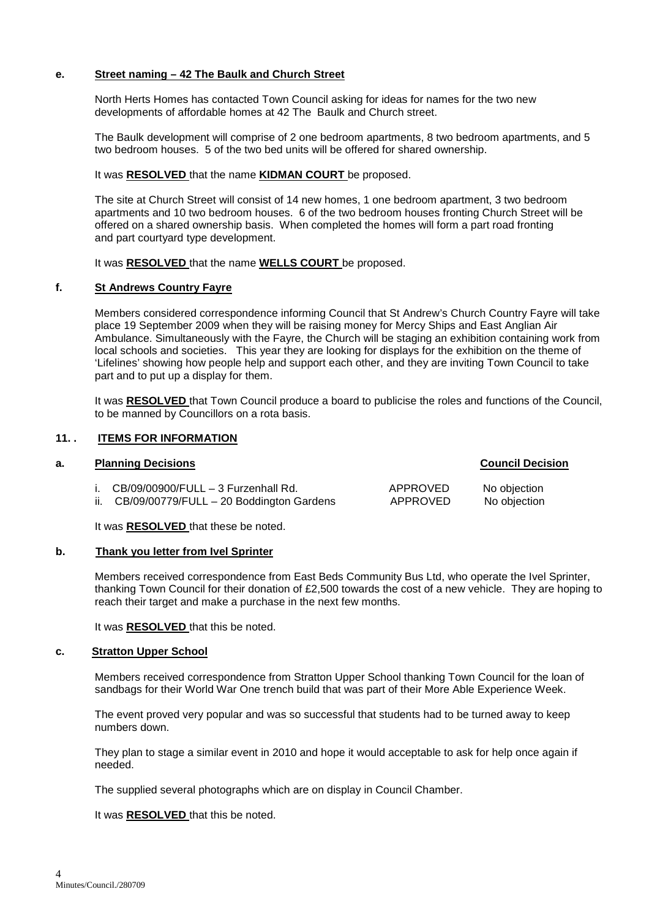**e. Street naming – 42 The Baulk and Church Street**

North Herts Homes has contacted Town Council asking for ideas for names for the two new developments of affordable homes at 42 The Baulk and Church street.

The Baulk development will comprise of 2 one bedroom apartments, 8 two bedroom apartments, and 5 two bedroom houses. 5 of the two bed units will be offered for shared ownership.

It was **RESOLVED** that the name **KIDMAN COURT** be proposed.

The site at Church Street will consist of 14 new homes, 1 one bedroom apartment, 3 two bedroom apartments and 10 two bedroom houses. 6 of the two bedroom houses fronting Church Street will be offered on a shared ownership basis. When completed the homes will form a part road fronting and part courtyard type development.

It was **RESOLVED** that the name **WELLS COURT** be proposed.

**f. St Andrews Country Fayre**

Members considered correspondence informing Council that St Andrew's Church Country Fayre will take place 19 September 2009 when they will be raising money for Mercy Ships and East Anglian Air Ambulance. Simultaneously with the Fayre, the Church will be staging an exhibition containing work from local schools and societies. This year they are looking for displays for the exhibition on the theme of 'Lifelines' showing how people help and support each other, and they are inviting Town Council to take part and to put up a display for them.

It was **RESOLVED** that Town Council produce a board to publicise the roles and functions of the Council, to be manned by Councillors on a rota basis.

**11. . ITEMS FOR INFORMATION**

**a. Planning Decisions**

| | | **Council Decision** |
|---|---|---|
| i. CB/09/00900/FULL – 3 Furzenhall Rd. | APPROVED | No objection |
| ii. CB/09/00779/FULL – 20 Boddington Gardens | APPROVED | No objection |

It was **RESOLVED** that these be noted.

**b. Thank you letter from Ivel Sprinter**

Members received correspondence from East Beds Community Bus Ltd, who operate the Ivel Sprinter, thanking Town Council for their donation of £2,500 towards the cost of a new vehicle. They are hoping to reach their target and make a purchase in the next few months.

It was **RESOLVED** that this be noted.

**c. Stratton Upper School**

Members received correspondence from Stratton Upper School thanking Town Council for the loan of sandbags for their World War One trench build that was part of their More Able Experience Week.

The event proved very popular and was so successful that students had to be turned away to keep numbers down.

They plan to stage a similar event in 2010 and hope it would acceptable to ask for help once again if needed.

The supplied several photographs which are on display in Council Chamber.

It was **RESOLVED** that this be noted.

Minutes/Council./280709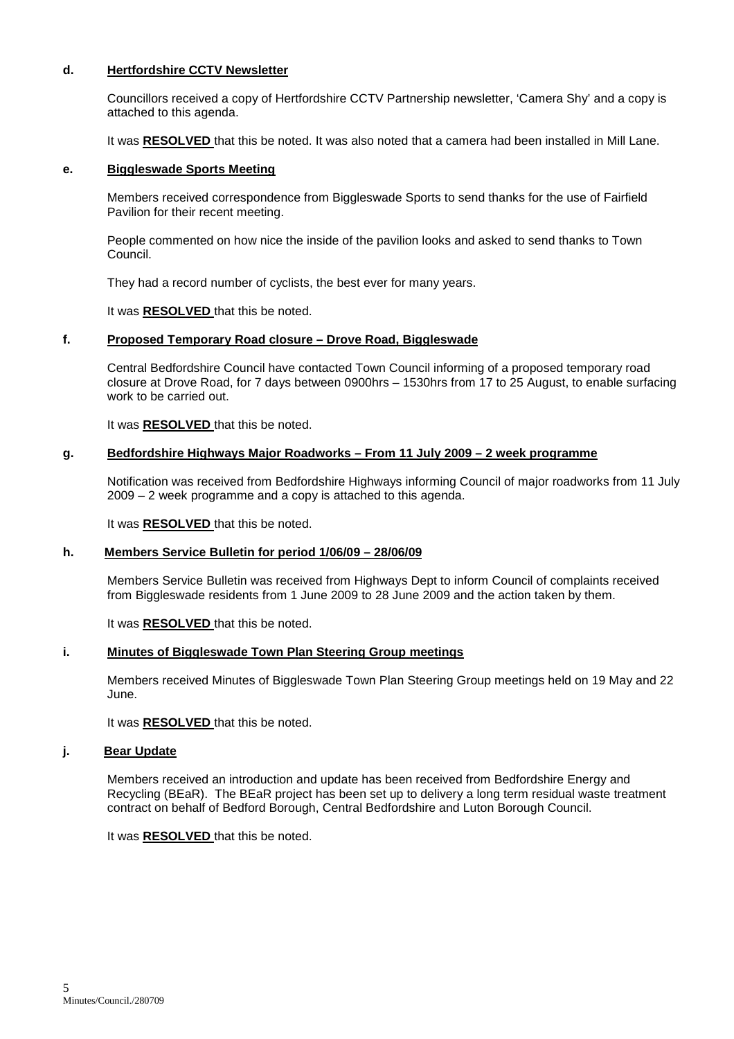**d. Hertfordshire CCTV Newsletter**

Councillors received a copy of Hertfordshire CCTV Partnership newsletter, 'Camera Shy' and a copy is attached to this agenda.

It was **RESOLVED** that this be noted. It was also noted that a camera had been installed in Mill Lane.

**e. Biggleswade Sports Meeting**

Members received correspondence from Biggleswade Sports to send thanks for the use of Fairfield Pavilion for their recent meeting.

People commented on how nice the inside of the pavilion looks and asked to send thanks to Town Council.

They had a record number of cyclists, the best ever for many years.

It was **RESOLVED** that this be noted.

**f. Proposed Temporary Road closure – Drove Road, Biggleswade**

Central Bedfordshire Council have contacted Town Council informing of a proposed temporary road closure at Drove Road, for 7 days between 0900hrs – 1530hrs from 17 to 25 August, to enable surfacing work to be carried out.

It was **RESOLVED** that this be noted.

**g. Bedfordshire Highways Major Roadworks – From 11 July 2009 – 2 week programme**

Notification was received from Bedfordshire Highways informing Council of major roadworks from 11 July 2009 – 2 week programme and a copy is attached to this agenda.

It was **RESOLVED** that this be noted.

**h. Members Service Bulletin for period 1/06/09 – 28/06/09**

Members Service Bulletin was received from Highways Dept to inform Council of complaints received from Biggleswade residents from 1 June 2009 to 28 June 2009 and the action taken by them.

It was **RESOLVED** that this be noted.

**i. Minutes of Biggleswade Town Plan Steering Group meetings**

Members received Minutes of Biggleswade Town Plan Steering Group meetings held on 19 May and 22 June.

It was **RESOLVED** that this be noted.

**j. Bear Update**

Members received an introduction and update has been received from Bedfordshire Energy and Recycling (BEaR). The BEaR project has been set up to delivery a long term residual waste treatment contract on behalf of Bedford Borough, Central Bedfordshire and Luton Borough Council.

It was **RESOLVED** that this be noted.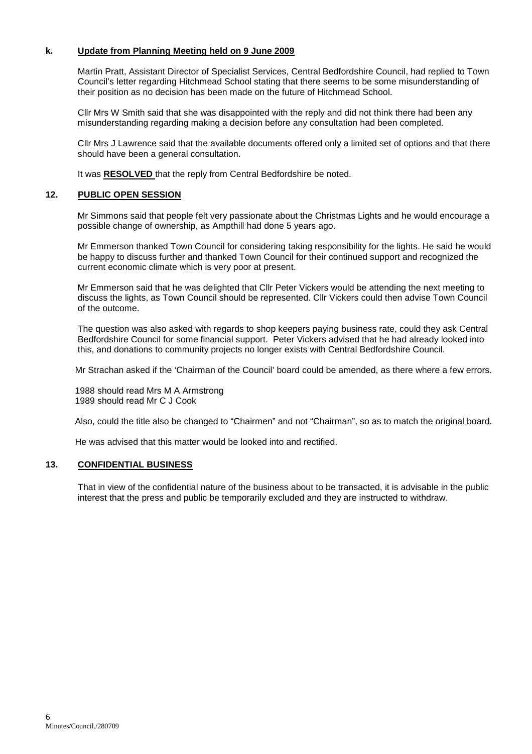### k. Update from Planning Meeting held on 9 June 2009

Martin Pratt, Assistant Director of Specialist Services, Central Bedfordshire Council, had replied to Town Council's letter regarding Hitchmead School stating that there seems to be some misunderstanding of their position as no decision has been made on the future of Hitchmead School.

Cllr Mrs W Smith said that she was disappointed with the reply and did not think there had been any misunderstanding regarding making a decision before any consultation had been completed.

Cllr Mrs J Lawrence said that the available documents offered only a limited set of options and that there should have been a general consultation.

It was **RESOLVED** that the reply from Central Bedfordshire be noted.

## 12. PUBLIC OPEN SESSION

Mr Simmons said that people felt very passionate about the Christmas Lights and he would encourage a possible change of ownership, as Ampthill had done 5 years ago.

Mr Emmerson thanked Town Council for considering taking responsibility for the lights. He said he would be happy to discuss further and thanked Town Council for their continued support and recognized the current economic climate which is very poor at present.

Mr Emmerson said that he was delighted that Cllr Peter Vickers would be attending the next meeting to discuss the lights, as Town Council should be represented. Cllr Vickers could then advise Town Council of the outcome.

The question was also asked with regards to shop keepers paying business rate, could they ask Central Bedfordshire Council for some financial support. Peter Vickers advised that he had already looked into this, and donations to community projects no longer exists with Central Bedfordshire Council.

Mr Strachan asked if the 'Chairman of the Council' board could be amended, as there where a few errors.

1988 should read Mrs M A Armstrong
1989 should read Mr C J Cook

Also, could the title also be changed to "Chairmen" and not "Chairman", so as to match the original board.

He was advised that this matter would be looked into and rectified.

## 13. CONFIDENTIAL BUSINESS

That in view of the confidential nature of the business about to be transacted, it is advisable in the public interest that the press and public be temporarily excluded and they are instructed to withdraw.